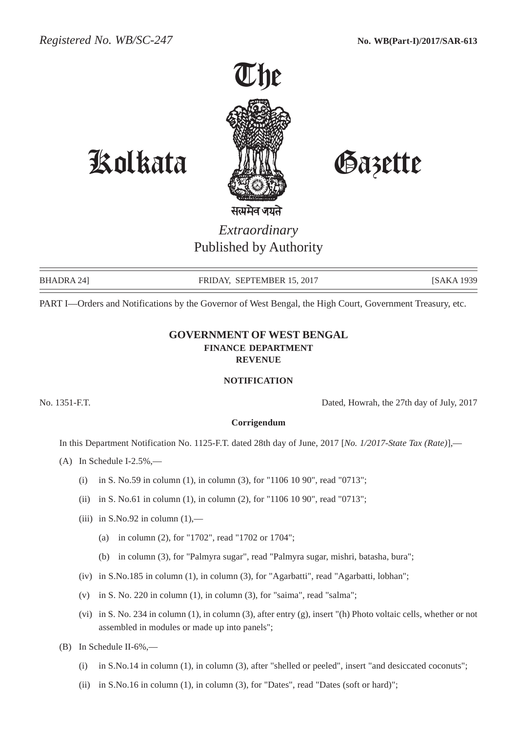*Registered No. WB/SC-247* **No. WB(Part-I)/2017/SAR-613**

# The Kolkata Gazette

सत्यमेव जयते

*Extraordinary*
Published by Authority

BHADRA 24] FRIDAY, SEPTEMBER 15, 2017 [SAKA 1939

PART I—Orders and Notifications by the Governor of West Bengal, the High Court, Government Treasury, etc.

## GOVERNMENT OF WEST BENGAL
### FINANCE DEPARTMENT
### REVENUE

#### NOTIFICATION

No. 1351-F.T. Dated, Howrah, the 27th day of July, 2017

**Corrigendum**

In this Department Notification No. 1125-F.T. dated 28th day of June, 2017 [*No. 1/2017-State Tax (Rate)*],—

(A) In Schedule I-2.5%,—

(i) in S. No.59 in column (1), in column (3), for "1106 10 90", read "0713";

(ii) in S. No.61 in column (1), in column (2), for "1106 10 90", read "0713";

(iii) in S.No.92 in column (1),—

(a) in column (2), for "1702", read "1702 or 1704";

(b) in column (3), for "Palmyra sugar", read "Palmyra sugar, mishri, batasha, bura";

(iv) in S.No.185 in column (1), in column (3), for "Agarbatti", read "Agarbatti, lobhan";

(v) in S. No. 220 in column (1), in column (3), for "saima", read "salma";

(vi) in S. No. 234 in column (1), in column (3), after entry (g), insert "(h) Photo voltaic cells, whether or not assembled in modules or made up into panels";

(B) In Schedule II-6%,—

(i) in S.No.14 in column (1), in column (3), after "shelled or peeled", insert "and desiccated coconuts";

(ii) in S.No.16 in column (1), in column (3), for "Dates", read "Dates (soft or hard)";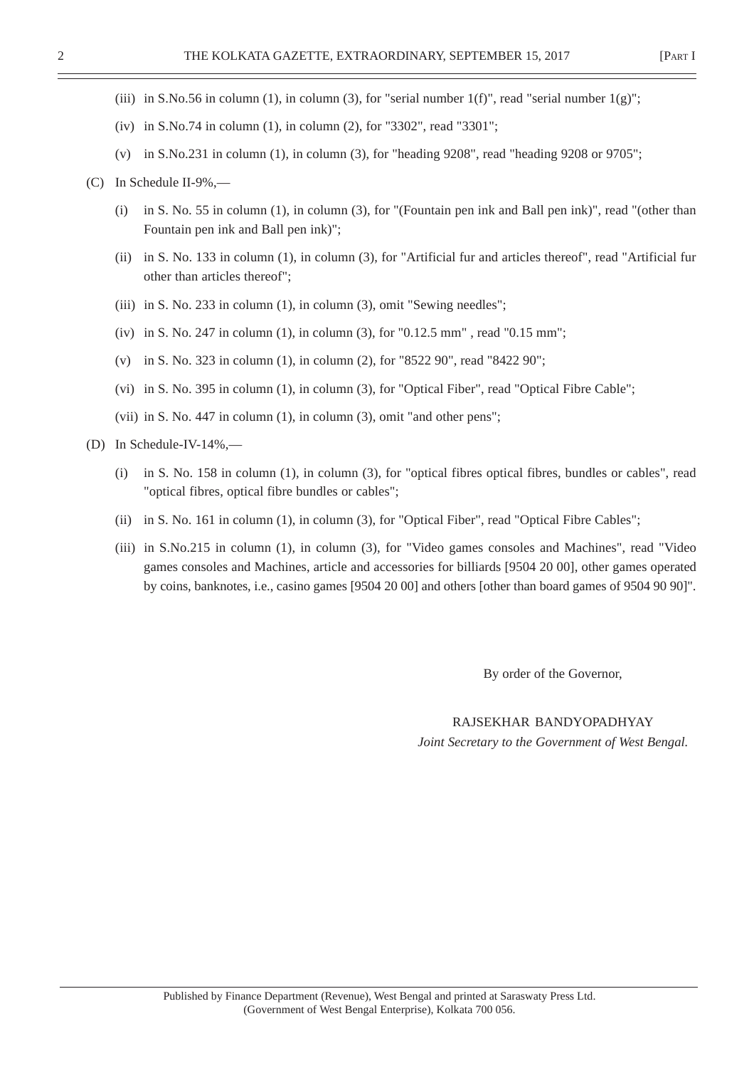(iii) in S.No.56 in column (1), in column (3), for "serial number 1(f)", read "serial number 1(g)";

(iv) in S.No.74 in column (1), in column (2), for "3302", read "3301";

(v) in S.No.231 in column (1), in column (3), for "heading 9208", read "heading 9208 or 9705";

(C) In Schedule II-9%,—

(i) in S. No. 55 in column (1), in column (3), for "(Fountain pen ink and Ball pen ink)", read "(other than Fountain pen ink and Ball pen ink)";

(ii) in S. No. 133 in column (1), in column (3), for "Artificial fur and articles thereof", read "Artificial fur other than articles thereof";

(iii) in S. No. 233 in column (1), in column (3), omit "Sewing needles";

(iv) in S. No. 247 in column (1), in column (3), for "0.12.5 mm" , read "0.15 mm";

(v) in S. No. 323 in column (1), in column (2), for "8522 90", read "8422 90";

(vi) in S. No. 395 in column (1), in column (3), for "Optical Fiber", read "Optical Fibre Cable";

(vii) in S. No. 447 in column (1), in column (3), omit "and other pens";

(D) In Schedule-IV-14%,—

(i) in S. No. 158 in column (1), in column (3), for "optical fibres optical fibres, bundles or cables", read "optical fibres, optical fibre bundles or cables";

(ii) in S. No. 161 in column (1), in column (3), for "Optical Fiber", read "Optical Fibre Cables";

(iii) in S.No.215 in column (1), in column (3), for "Video games consoles and Machines", read "Video games consoles and Machines, article and accessories for billiards [9504 20 00], other games operated by coins, banknotes, i.e., casino games [9504 20 00] and others [other than board games of 9504 90 90]".

By order of the Governor,

RAJSEKHAR BANDYOPADHYAY
*Joint Secretary to the Government of West Bengal.*

Published by Finance Department (Revenue), West Bengal and printed at Saraswaty Press Ltd.
(Government of West Bengal Enterprise), Kolkata 700 056.